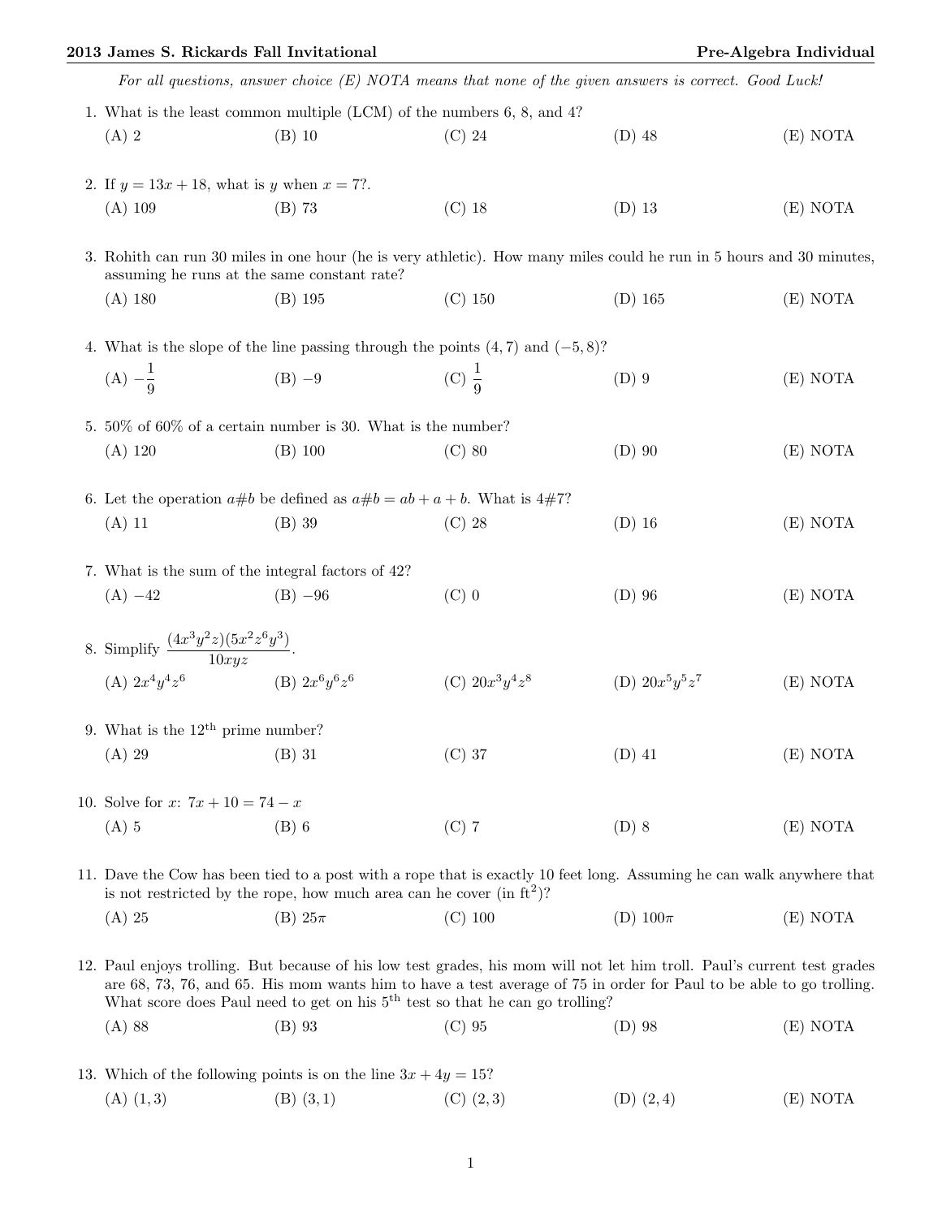*For all questions, answer choice (E) NOTA means that none of the given answers is correct. Good Luck!*

1. What is the least common multiple (LCM) of the numbers 6, 8, and 4?

   (A) 2 (B) 10 (C) 24 (D) 48 (E) NOTA

2. If $y = 13x + 18$, what is $y$ when $x = 7$?.

   (A) 109 (B) 73 (C) 18 (D) 13 (E) NOTA

3. Rohith can run 30 miles in one hour (he is very athletic). How many miles could he run in 5 hours and 30 minutes, assuming he runs at the same constant rate?

   (A) 180 (B) 195 (C) 150 (D) 165 (E) NOTA

4. What is the slope of the line passing through the points $(4, 7)$ and $(-5, 8)$?

   (A) $-\frac{1}{9}$ (B) $-9$ (C) $\frac{1}{9}$ (D) 9 (E) NOTA

5. 50% of 60% of a certain number is 30. What is the number?

   (A) 120 (B) 100 (C) 80 (D) 90 (E) NOTA

6. Let the operation $a\#b$ be defined as $a\#b = ab + a + b$. What is $4\#7$?

   (A) 11 (B) 39 (C) 28 (D) 16 (E) NOTA

7. What is the sum of the integral factors of 42?

   (A) $-42$ (B) $-96$ (C) 0 (D) 96 (E) NOTA

8. Simplify $\frac{(4x^3y^2z)(5x^2z^6y^3)}{10xyz}$.

   (A) $2x^4y^4z^6$ (B) $2x^6y^6z^6$ (C) $20x^3y^4z^8$ (D) $20x^5y^5z^7$ (E) NOTA

9. What is the 12th prime number?

   (A) 29 (B) 31 (C) 37 (D) 41 (E) NOTA

10. Solve for $x$: $7x + 10 = 74 - x$

    (A) 5 (B) 6 (C) 7 (D) 8 (E) NOTA

11. Dave the Cow has been tied to a post with a rope that is exactly 10 feet long. Assuming he can walk anywhere that is not restricted by the rope, how much area can he cover (in $\text{ft}^2$)?

    (A) 25 (B) $25\pi$ (C) 100 (D) $100\pi$ (E) NOTA

12. Paul enjoys trolling. But because of his low test grades, his mom will not let him troll. Paul's current test grades are 68, 73, 76, and 65. His mom wants him to have a test average of 75 in order for Paul to be able to go trolling. What score does Paul need to get on his 5th test so that he can go trolling?

    (A) 88 (B) 93 (C) 95 (D) 98 (E) NOTA

13. Which of the following points is on the line $3x + 4y = 15$?

    (A) $(1, 3)$ (B) $(3, 1)$ (C) $(2, 3)$ (D) $(2, 4)$ (E) NOTA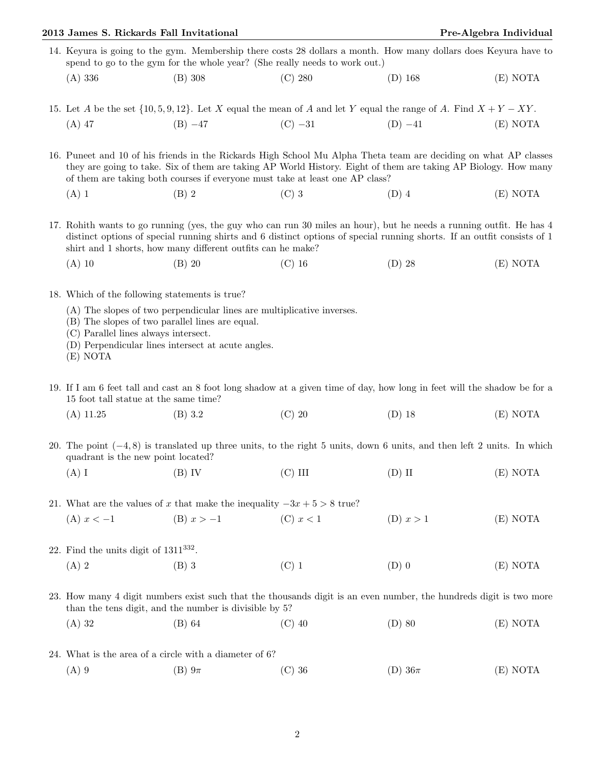14. Keyura is going to the gym. Membership there costs 28 dollars a month. How many dollars does Keyura have to spend to go to the gym for the whole year? (She really needs to work out.)

    (A) 336 (B) 308 (C) 280 (D) 168 (E) NOTA

15. Let $A$ be the set $\{10, 5, 9, 12\}$. Let $X$ equal the mean of $A$ and let $Y$ equal the range of $A$. Find $X + Y - XY$.

    (A) 47 (B) $-47$ (C) $-31$ (D) $-41$ (E) NOTA

16. Puneet and 10 of his friends in the Rickards High School Mu Alpha Theta team are deciding on what AP classes they are going to take. Six of them are taking AP World History. Eight of them are taking AP Biology. How many of them are taking both courses if everyone must take at least one AP class?

    (A) 1 (B) 2 (C) 3 (D) 4 (E) NOTA

17. Rohith wants to go running (yes, the guy who can run 30 miles an hour), but he needs a running outfit. He has 4 distinct options of special running shirts and 6 distinct options of special running shorts. If an outfit consists of 1 shirt and 1 shorts, how many different outfits can he make?

    (A) 10 (B) 20 (C) 16 (D) 28 (E) NOTA

18. Which of the following statements is true?

    (A) The slopes of two perpendicular lines are multiplicative inverses.
    (B) The slopes of two parallel lines are equal.
    (C) Parallel lines always intersect.
    (D) Perpendicular lines intersect at acute angles.
    (E) NOTA

19. If I am 6 feet tall and cast an 8 foot long shadow at a given time of day, how long in feet will the shadow be for a 15 foot tall statue at the same time?

    (A) 11.25 (B) 3.2 (C) 20 (D) 18 (E) NOTA

20. The point $(-4, 8)$ is translated up three units, to the right 5 units, down 6 units, and then left 2 units. In which quadrant is the new point located?

    (A) I (B) IV (C) III (D) II (E) NOTA

21. What are the values of $x$ that make the inequality $-3x + 5 > 8$ true?

    (A) $x < -1$ (B) $x > -1$ (C) $x < 1$ (D) $x > 1$ (E) NOTA

22. Find the units digit of $1311^{332}$.

    (A) 2 (B) 3 (C) 1 (D) 0 (E) NOTA

23. How many 4 digit numbers exist such that the thousands digit is an even number, the hundreds digit is two more than the tens digit, and the number is divisible by 5?

    (A) 32 (B) 64 (C) 40 (D) 80 (E) NOTA

24. What is the area of a circle with a diameter of 6?

    (A) 9 (B) $9\pi$ (C) 36 (D) $36\pi$ (E) NOTA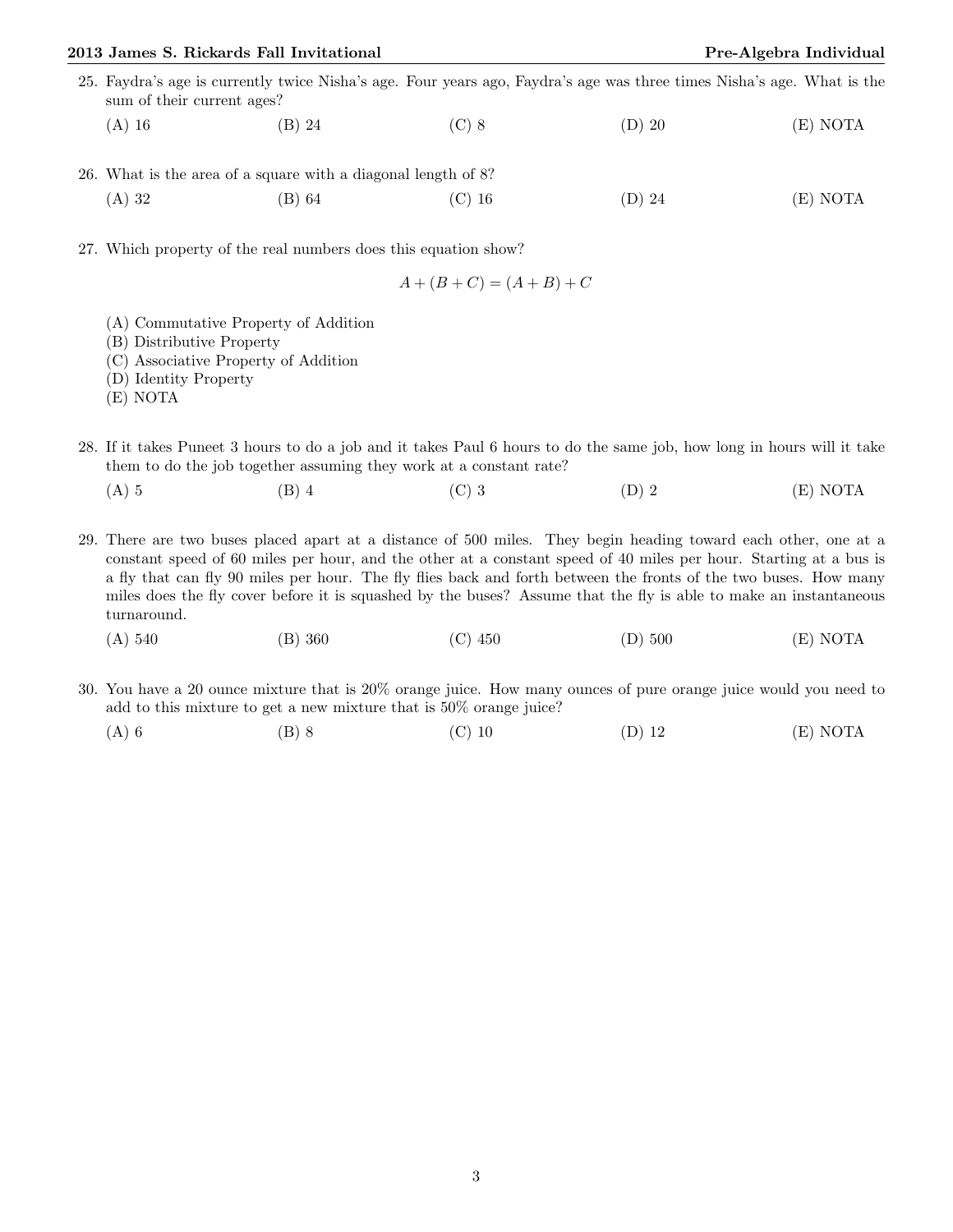25. Faydra's age is currently twice Nisha's age. Four years ago, Faydra's age was three times Nisha's age. What is the sum of their current ages?

    (A) 16 (B) 24 (C) 8 (D) 20 (E) NOTA

26. What is the area of a square with a diagonal length of 8?

    (A) 32 (B) 64 (C) 16 (D) 24 (E) NOTA

27. Which property of the real numbers does this equation show?

$$A + (B + C) = (A + B) + C$$

    (A) Commutative Property of Addition
    (B) Distributive Property
    (C) Associative Property of Addition
    (D) Identity Property
    (E) NOTA

28. If it takes Puneet 3 hours to do a job and it takes Paul 6 hours to do the same job, how long in hours will it take them to do the job together assuming they work at a constant rate?

    (A) 5 (B) 4 (C) 3 (D) 2 (E) NOTA

29. There are two buses placed apart at a distance of 500 miles. They begin heading toward each other, one at a constant speed of 60 miles per hour, and the other at a constant speed of 40 miles per hour. Starting at a bus is a fly that can fly 90 miles per hour. The fly flies back and forth between the fronts of the two buses. How many miles does the fly cover before it is squashed by the buses? Assume that the fly is able to make an instantaneous turnaround.

    (A) 540 (B) 360 (C) 450 (D) 500 (E) NOTA

30. You have a 20 ounce mixture that is 20% orange juice. How many ounces of pure orange juice would you need to add to this mixture to get a new mixture that is 50% orange juice?

    (A) 6 (B) 8 (C) 10 (D) 12 (E) NOTA